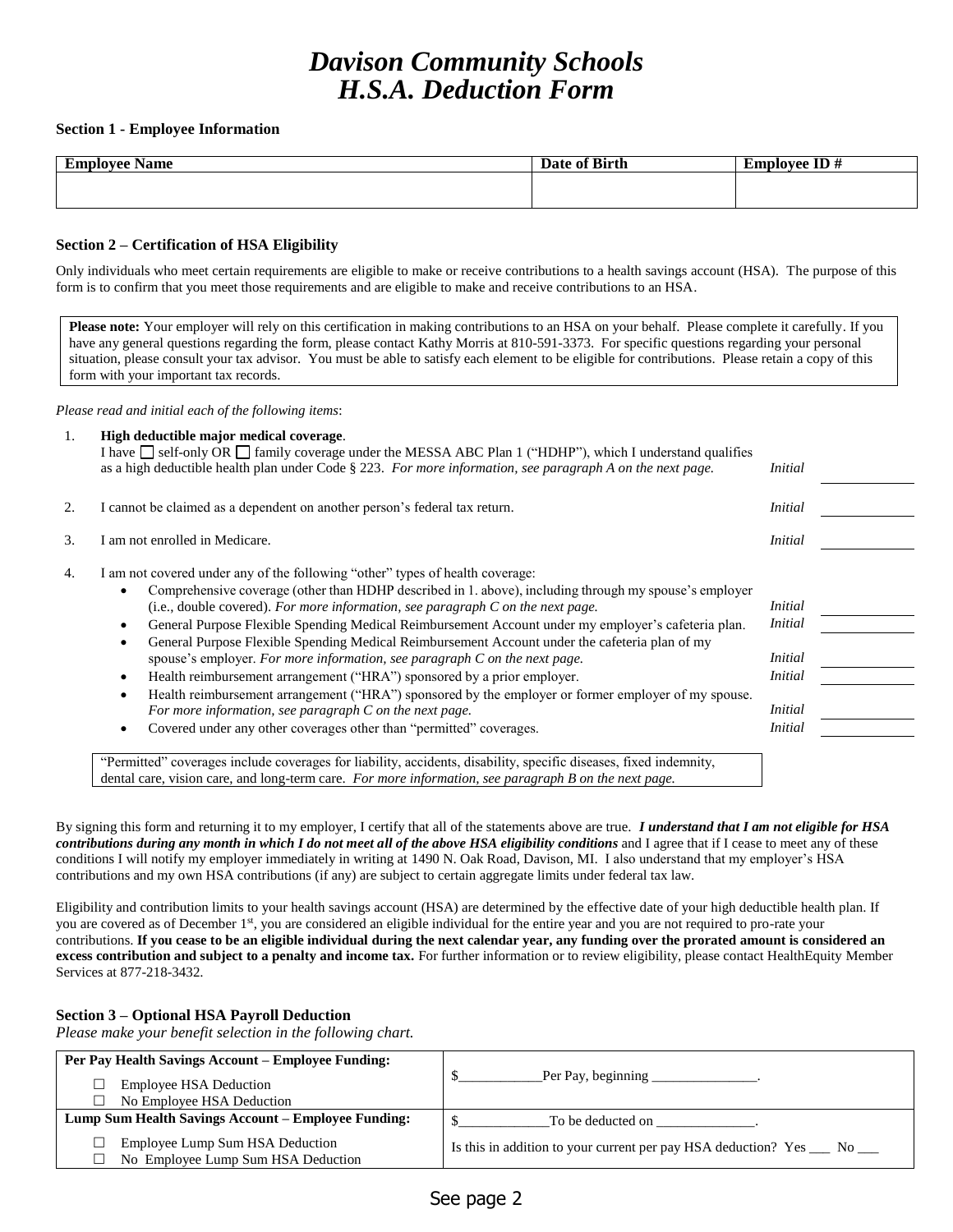# *Davison Community Schools*
# *H.S.A. Deduction Form*

**Section 1 - Employee Information**

| Employee Name | Date of Birth | Employee ID # |
|---|---|---|
| | | |

**Section 2 – Certification of HSA Eligibility**

Only individuals who meet certain requirements are eligible to make or receive contributions to a health savings account (HSA). The purpose of this form is to confirm that you meet those requirements and are eligible to make and receive contributions to an HSA.

**Please note:** Your employer will rely on this certification in making contributions to an HSA on your behalf. Please complete it carefully. If you have any general questions regarding the form, please contact Kathy Morris at 810-591-3373. For specific questions regarding your personal situation, please consult your tax advisor. You must be able to satisfy each element to be eligible for contributions. Please retain a copy of this form with your important tax records.

*Please read and initial each of the following items*:

1. **High deductible major medical coverage**.
   I have ☐ self-only OR ☐ family coverage under the MESSA ABC Plan 1 ("HDHP"), which I understand qualifies as a high deductible health plan under Code § 223. *For more information, see paragraph A on the next page.* *Initial* ____________

2. I cannot be claimed as a dependent on another person's federal tax return. *Initial* ____________

3. I am not enrolled in Medicare. *Initial* ____________

4. I am not covered under any of the following "other" types of health coverage:
   - Comprehensive coverage (other than HDHP described in 1. above), including through my spouse's employer (i.e., double covered). *For more information, see paragraph C on the next page.* *Initial* ____________
   - General Purpose Flexible Spending Medical Reimbursement Account under my employer's cafeteria plan. *Initial* ____________
   - General Purpose Flexible Spending Medical Reimbursement Account under the cafeteria plan of my spouse's employer. *For more information, see paragraph C on the next page.* *Initial* ____________
   - Health reimbursement arrangement ("HRA") sponsored by a prior employer. *Initial* ____________
   - Health reimbursement arrangement ("HRA") sponsored by the employer or former employer of my spouse. *For more information, see paragraph C on the next page.* *Initial* ____________
   - Covered under any other coverages other than "permitted" coverages. *Initial* ____________

   "Permitted" coverages include coverages for liability, accidents, disability, specific diseases, fixed indemnity, dental care, vision care, and long-term care. *For more information, see paragraph B on the next page.*

By signing this form and returning it to my employer, I certify that all of the statements above are true. ***I understand that I am not eligible for HSA contributions during any month in which I do not meet all of the above HSA eligibility conditions*** and I agree that if I cease to meet any of these conditions I will notify my employer immediately in writing at 1490 N. Oak Road, Davison, MI. I also understand that my employer's HSA contributions and my own HSA contributions (if any) are subject to certain aggregate limits under federal tax law.

Eligibility and contribution limits to your health savings account (HSA) are determined by the effective date of your high deductible health plan. If you are covered as of December 1st, you are considered an eligible individual for the entire year and you are not required to pro-rate your contributions. **If you cease to be an eligible individual during the next calendar year, any funding over the prorated amount is considered an excess contribution and subject to a penalty and income tax.** For further information or to review eligibility, please contact HealthEquity Member Services at 877-218-3432.

**Section 3 – Optional HSA Payroll Deduction**

*Please make your benefit selection in the following chart.*

| **Per Pay Health Savings Account – Employee Funding:**<br>☐ Employee HSA Deduction<br>☐ No Employee HSA Deduction | $____________Per Pay, beginning _______________. |
|---|---|
| **Lump Sum Health Savings Account – Employee Funding:**<br>☐ Employee Lump Sum HSA Deduction<br>☐ No Employee Lump Sum HSA Deduction | $_____________To be deducted on ______________.<br>Is this in addition to your current per pay HSA deduction? Yes ___ No ___ |

See page 2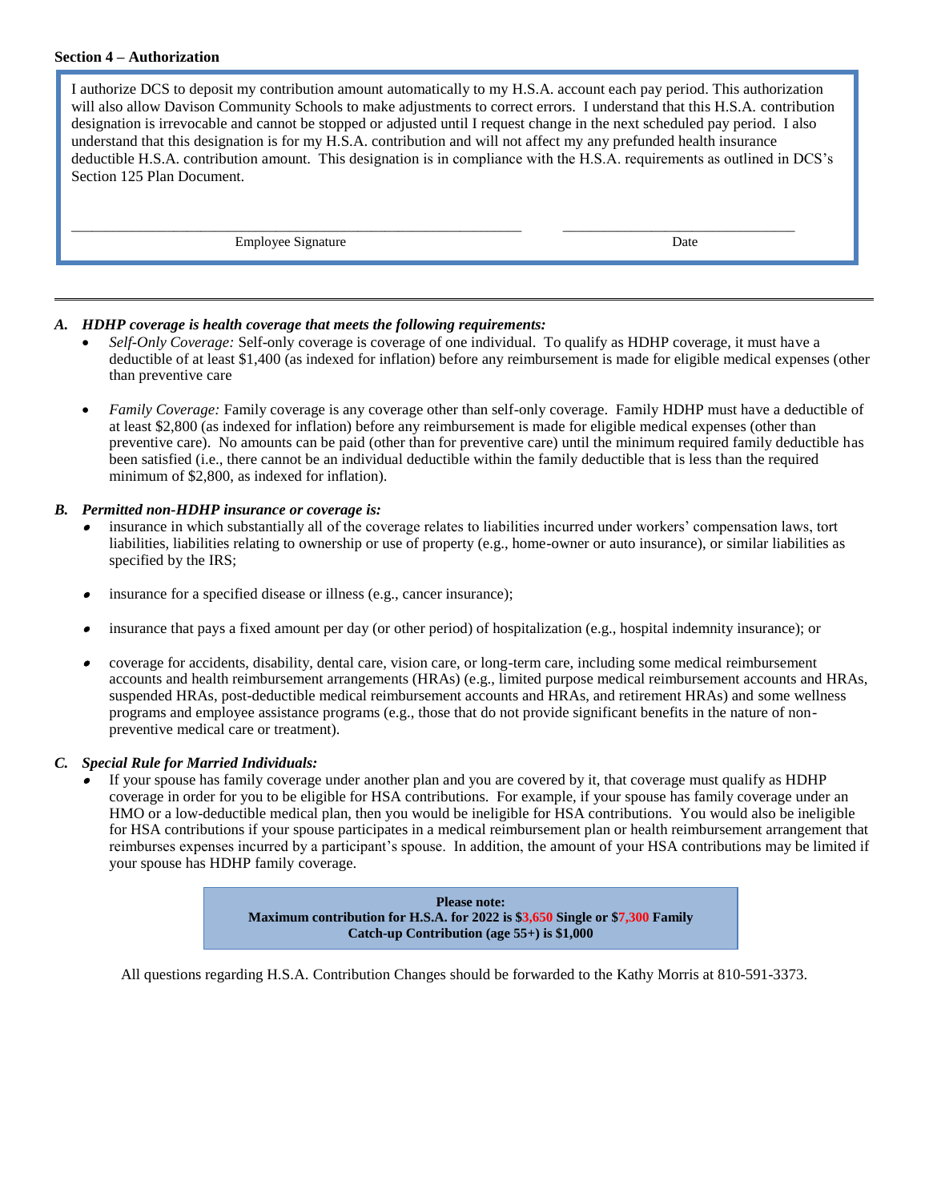**Section 4 – Authorization**

I authorize DCS to deposit my contribution amount automatically to my H.S.A. account each pay period. This authorization will also allow Davison Community Schools to make adjustments to correct errors. I understand that this H.S.A. contribution designation is irrevocable and cannot be stopped or adjusted until I request change in the next scheduled pay period. I also understand that this designation is for my H.S.A. contribution and will not affect my any prefunded health insurance deductible H.S.A. contribution amount. This designation is in compliance with the H.S.A. requirements as outlined in DCS's Section 125 Plan Document.

\_\_\_\_\_\_\_\_\_\_\_\_\_\_\_\_\_\_\_\_\_\_\_\_\_\_\_\_\_\_\_\_\_\_\_\_\_\_\_\_\_\_\_\_\_\_\_\_\_\_\_\_\_\_\_\_\_\_\_\_ &nbsp;&nbsp;&nbsp;&nbsp; \_\_\_\_\_\_\_\_\_\_\_\_\_\_\_\_\_\_\_\_\_\_\_\_\_\_\_\_\_\_\_\_\_

Employee Signature &nbsp;&nbsp;&nbsp;&nbsp;&nbsp;&nbsp;&nbsp;&nbsp;&nbsp;&nbsp;&nbsp;&nbsp;&nbsp;&nbsp;&nbsp;&nbsp;&nbsp;&nbsp;&nbsp;&nbsp;&nbsp;&nbsp;&nbsp;&nbsp;&nbsp;&nbsp;&nbsp;&nbsp;&nbsp;&nbsp;&nbsp;&nbsp;&nbsp;&nbsp;&nbsp;&nbsp;&nbsp;&nbsp;&nbsp;&nbsp; Date

---

**A.** ***HDHP coverage is health coverage that meets the following requirements:***

- *Self-Only Coverage:* Self-only coverage is coverage of one individual. To qualify as HDHP coverage, it must have a deductible of at least $1,400 (as indexed for inflation) before any reimbursement is made for eligible medical expenses (other than preventive care

- *Family Coverage:* Family coverage is any coverage other than self-only coverage. Family HDHP must have a deductible of at least $2,800 (as indexed for inflation) before any reimbursement is made for eligible medical expenses (other than preventive care). No amounts can be paid (other than for preventive care) until the minimum required family deductible has been satisfied (i.e., there cannot be an individual deductible within the family deductible that is less than the required minimum of $2,800, as indexed for inflation).

**B.** ***Permitted non-HDHP insurance or coverage is:***

- insurance in which substantially all of the coverage relates to liabilities incurred under workers' compensation laws, tort liabilities, liabilities relating to ownership or use of property (e.g., home-owner or auto insurance), or similar liabilities as specified by the IRS;

- insurance for a specified disease or illness (e.g., cancer insurance);

- insurance that pays a fixed amount per day (or other period) of hospitalization (e.g., hospital indemnity insurance); or

- coverage for accidents, disability, dental care, vision care, or long-term care, including some medical reimbursement accounts and health reimbursement arrangements (HRAs) (e.g., limited purpose medical reimbursement accounts and HRAs, suspended HRAs, post-deductible medical reimbursement accounts and HRAs, and retirement HRAs) and some wellness programs and employee assistance programs (e.g., those that do not provide significant benefits in the nature of non-preventive medical care or treatment).

**C.** ***Special Rule for Married Individuals:***

- If your spouse has family coverage under another plan and you are covered by it, that coverage must qualify as HDHP coverage in order for you to be eligible for HSA contributions. For example, if your spouse has family coverage under an HMO or a low-deductible medical plan, then you would be ineligible for HSA contributions. You would also be ineligible for HSA contributions if your spouse participates in a medical reimbursement plan or health reimbursement arrangement that reimburses expenses incurred by a participant's spouse. In addition, the amount of your HSA contributions may be limited if your spouse has HDHP family coverage.

**Please note:**
**Maximum contribution for H.S.A. for 2022 is $3,650 Single or $7,300 Family**
**Catch-up Contribution (age 55+) is $1,000**

All questions regarding H.S.A. Contribution Changes should be forwarded to the Kathy Morris at 810-591-3373.